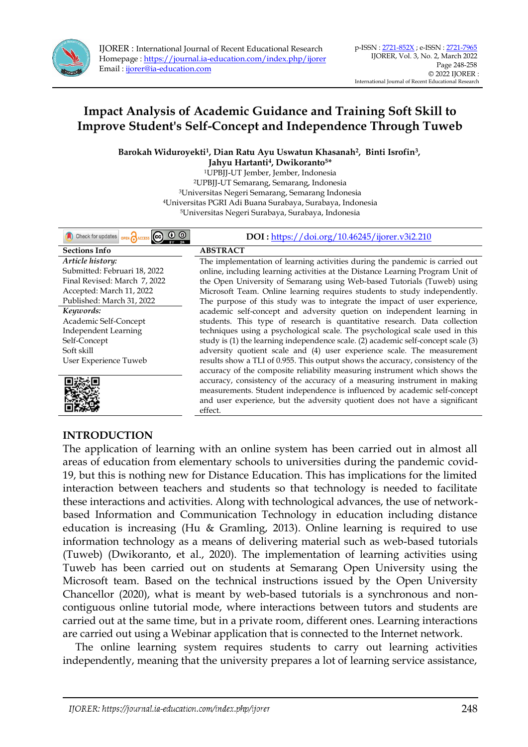# Impact Analysis of Academic Guidance and Training Soft Skill to Improve Student's Self-Concept and Independence Through Tuweb

**Barokah Widuroyekti[1], Dian Ratu Ayu Uswatun Khasanah[2], Binti Isrofin[3], Jahyu Hartanti[4], Dwikoranto[5]***

[1]UPBJJ-UT Jember, Jember, Indonesia
[2]UPBJJ-UT Semarang, Semarang, Indonesia
[3]Universitas Negeri Semarang, Semarang Indonesia
[4]Universitas PGRI Adi Buana Surabaya, Surabaya, Indonesia
[5]Universitas Negeri Surabaya, Surabaya, Indonesia

**DOI :** https://doi.org/10.46245/ijorer.v3i2.210

**Sections Info**

*Article history:*
Submitted: Februari 18, 2022
Final Revised: March 7, 2022
Accepted: March 11, 2022
Published: March 31, 2022

*Keywords:*
Academic Self-Concept
Independent Learning
Self-Concept
Soft skill
User Experience Tuweb

**ABSTRACT**

The implementation of learning activities during the pandemic is carried out online, including learning activities at the Distance Learning Program Unit of the Open University of Semarang using Web-based Tutorials (Tuweb) using Microsoft Team. Online learning requires students to study independently. The purpose of this study was to integrate the impact of user experience, academic self-concept and adversity quetion on independent learning in students. This type of research is quantitative research. Data collection techniques using a psychological scale. The psychological scale used in this study is (1) the learning independence scale. (2) academic self-concept scale (3) adversity quotient scale and (4) user experience scale. The measurement results show a TLI of 0.955. This output shows the accuracy, consistency of the accuracy of the composite reliability measuring instrument which shows the accuracy, consistency of the accuracy of a measuring instrument in making measurements. Student independence is influenced by academic self-concept and user experience, but the adversity quotient does not have a significant effect.

## INTRODUCTION

The application of learning with an online system has been carried out in almost all areas of education from elementary schools to universities during the pandemic covid-19, but this is nothing new for Distance Education. This has implications for the limited interaction between teachers and students so that technology is needed to facilitate these interactions and activities. Along with technological advances, the use of network-based Information and Communication Technology in education including distance education is increasing (Hu & Gramling, 2013). Online learning is required to use information technology as a means of delivering material such as web-based tutorials (Tuweb) (Dwikoranto, et al., 2020). The implementation of learning activities using Tuweb has been carried out on students at Semarang Open University using the Microsoft team. Based on the technical instructions issued by the Open University Chancellor (2020), what is meant by web-based tutorials is a synchronous and non-contiguous online tutorial mode, where interactions between tutors and students are carried out at the same time, but in a private room, different ones. Learning interactions are carried out using a Webinar application that is connected to the Internet network.

The online learning system requires students to carry out learning activities independently, meaning that the university prepares a lot of learning service assistance,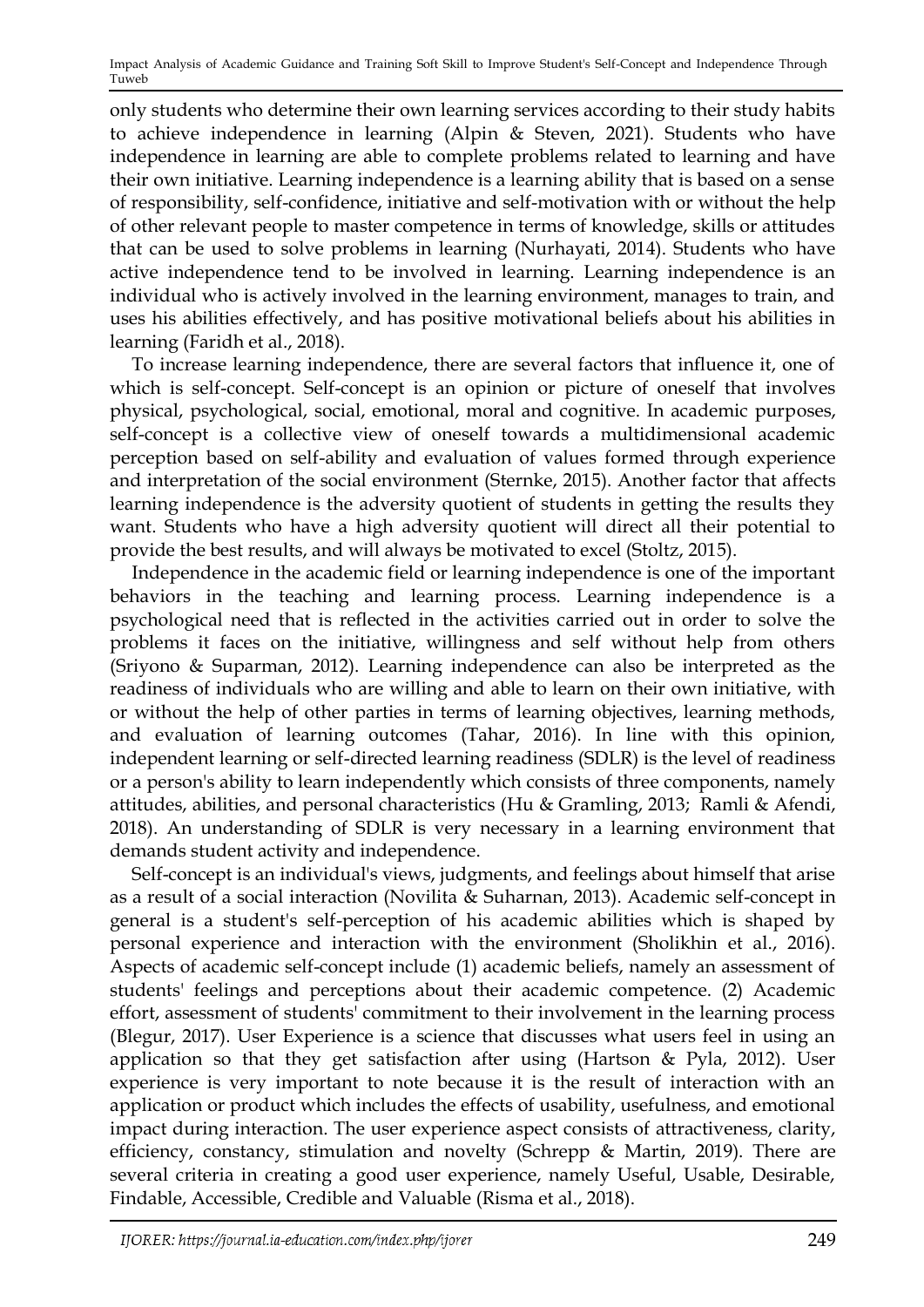only students who determine their own learning services according to their study habits to achieve independence in learning (Alpin & Steven, 2021). Students who have independence in learning are able to complete problems related to learning and have their own initiative. Learning independence is a learning ability that is based on a sense of responsibility, self-confidence, initiative and self-motivation with or without the help of other relevant people to master competence in terms of knowledge, skills or attitudes that can be used to solve problems in learning (Nurhayati, 2014). Students who have active independence tend to be involved in learning. Learning independence is an individual who is actively involved in the learning environment, manages to train, and uses his abilities effectively, and has positive motivational beliefs about his abilities in learning (Faridh et al., 2018).

To increase learning independence, there are several factors that influence it, one of which is self-concept. Self-concept is an opinion or picture of oneself that involves physical, psychological, social, emotional, moral and cognitive. In academic purposes, self-concept is a collective view of oneself towards a multidimensional academic perception based on self-ability and evaluation of values formed through experience and interpretation of the social environment (Sternke, 2015). Another factor that affects learning independence is the adversity quotient of students in getting the results they want. Students who have a high adversity quotient will direct all their potential to provide the best results, and will always be motivated to excel (Stoltz, 2015).

Independence in the academic field or learning independence is one of the important behaviors in the teaching and learning process. Learning independence is a psychological need that is reflected in the activities carried out in order to solve the problems it faces on the initiative, willingness and self without help from others (Sriyono & Suparman, 2012). Learning independence can also be interpreted as the readiness of individuals who are willing and able to learn on their own initiative, with or without the help of other parties in terms of learning objectives, learning methods, and evaluation of learning outcomes (Tahar, 2016). In line with this opinion, independent learning or self-directed learning readiness (SDLR) is the level of readiness or a person's ability to learn independently which consists of three components, namely attitudes, abilities, and personal characteristics (Hu & Gramling, 2013; Ramli & Afendi, 2018). An understanding of SDLR is very necessary in a learning environment that demands student activity and independence.

Self-concept is an individual's views, judgments, and feelings about himself that arise as a result of a social interaction (Novilita & Suharnan, 2013). Academic self-concept in general is a student's self-perception of his academic abilities which is shaped by personal experience and interaction with the environment (Sholikhin et al., 2016). Aspects of academic self-concept include (1) academic beliefs, namely an assessment of students' feelings and perceptions about their academic competence. (2) Academic effort, assessment of students' commitment to their involvement in the learning process (Blegur, 2017). User Experience is a science that discusses what users feel in using an application so that they get satisfaction after using (Hartson & Pyla, 2012). User experience is very important to note because it is the result of interaction with an application or product which includes the effects of usability, usefulness, and emotional impact during interaction. The user experience aspect consists of attractiveness, clarity, efficiency, constancy, stimulation and novelty (Schrepp & Martin, 2019). There are several criteria in creating a good user experience, namely Useful, Usable, Desirable, Findable, Accessible, Credible and Valuable (Risma et al., 2018).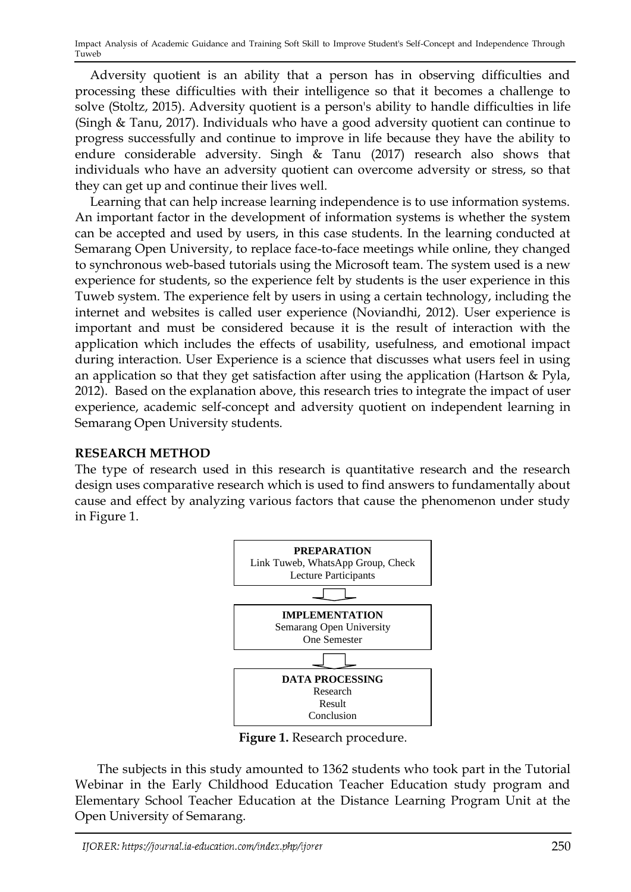Adversity quotient is an ability that a person has in observing difficulties and processing these difficulties with their intelligence so that it becomes a challenge to solve (Stoltz, 2015). Adversity quotient is a person's ability to handle difficulties in life (Singh & Tanu, 2017). Individuals who have a good adversity quotient can continue to progress successfully and continue to improve in life because they have the ability to endure considerable adversity. Singh & Tanu (2017) research also shows that individuals who have an adversity quotient can overcome adversity or stress, so that they can get up and continue their lives well.

Learning that can help increase learning independence is to use information systems. An important factor in the development of information systems is whether the system can be accepted and used by users, in this case students. In the learning conducted at Semarang Open University, to replace face-to-face meetings while online, they changed to synchronous web-based tutorials using the Microsoft team. The system used is a new experience for students, so the experience felt by students is the user experience in this Tuweb system. The experience felt by users in using a certain technology, including the internet and websites is called user experience (Noviandhi, 2012). User experience is important and must be considered because it is the result of interaction with the application which includes the effects of usability, usefulness, and emotional impact during interaction. User Experience is a science that discusses what users feel in using an application so that they get satisfaction after using the application (Hartson & Pyla, 2012). Based on the explanation above, this research tries to integrate the impact of user experience, academic self-concept and adversity quotient on independent learning in Semarang Open University students.

## RESEARCH METHOD

The type of research used in this research is quantitative research and the research design uses comparative research which is used to find answers to fundamentally about cause and effect by analyzing various factors that cause the phenomenon under study in Figure 1.

**PREPARATION**
Link Tuweb, WhatsApp Group, Check Lecture Participants

↓

**IMPLEMENTATION**
Semarang Open University
One Semester

↓

**DATA PROCESSING**
Research
Result
Conclusion

**Figure 1.** Research procedure.

The subjects in this study amounted to 1362 students who took part in the Tutorial Webinar in the Early Childhood Education Teacher Education study program and Elementary School Teacher Education at the Distance Learning Program Unit at the Open University of Semarang.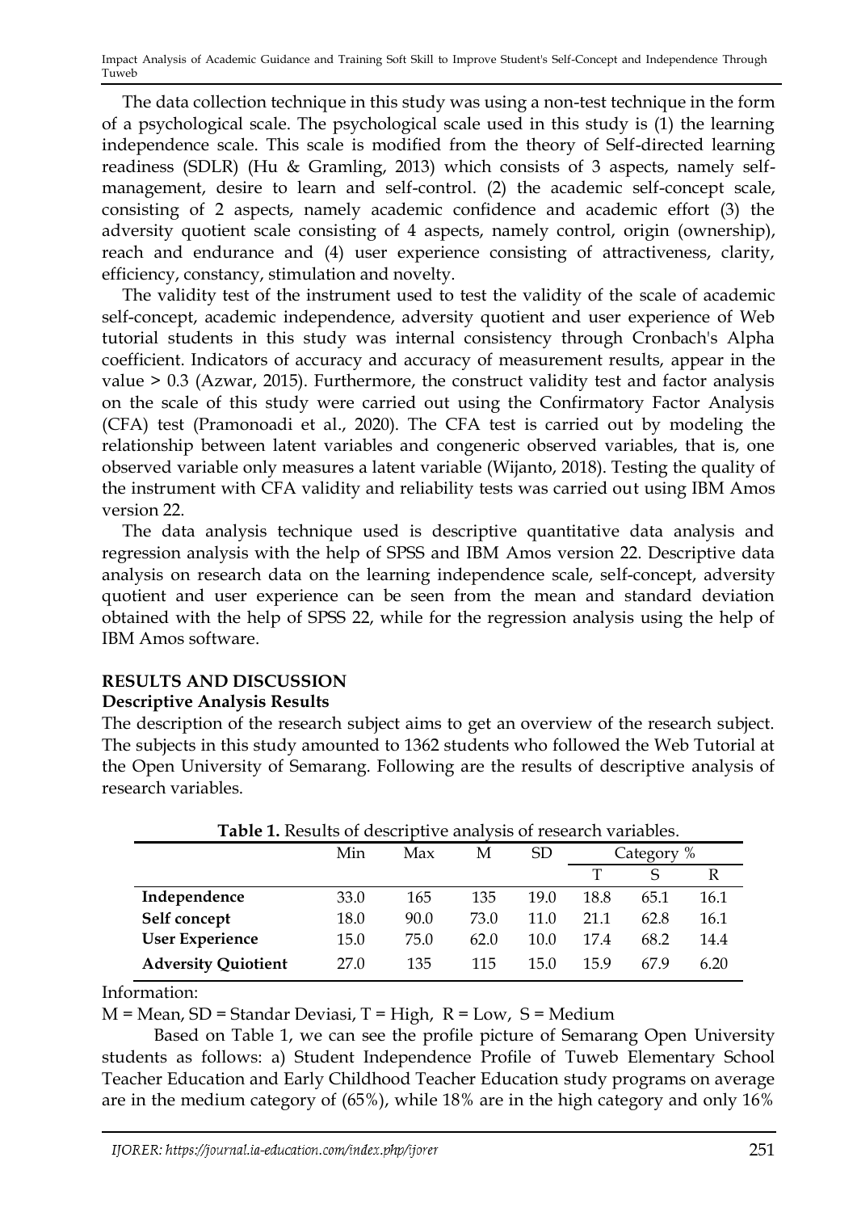The data collection technique in this study was using a non-test technique in the form of a psychological scale. The psychological scale used in this study is (1) the learning independence scale. This scale is modified from the theory of Self-directed learning readiness (SDLR) (Hu & Gramling, 2013) which consists of 3 aspects, namely self-management, desire to learn and self-control. (2) the academic self-concept scale, consisting of 2 aspects, namely academic confidence and academic effort (3) the adversity quotient scale consisting of 4 aspects, namely control, origin (ownership), reach and endurance and (4) user experience consisting of attractiveness, clarity, efficiency, constancy, stimulation and novelty.

The validity test of the instrument used to test the validity of the scale of academic self-concept, academic independence, adversity quotient and user experience of Web tutorial students in this study was internal consistency through Cronbach's Alpha coefficient. Indicators of accuracy and accuracy of measurement results, appear in the value > 0.3 (Azwar, 2015). Furthermore, the construct validity test and factor analysis on the scale of this study were carried out using the Confirmatory Factor Analysis (CFA) test (Pramonoadi et al., 2020). The CFA test is carried out by modeling the relationship between latent variables and congeneric observed variables, that is, one observed variable only measures a latent variable (Wijanto, 2018). Testing the quality of the instrument with CFA validity and reliability tests was carried out using IBM Amos version 22.

The data analysis technique used is descriptive quantitative data analysis and regression analysis with the help of SPSS and IBM Amos version 22. Descriptive data analysis on research data on the learning independence scale, self-concept, adversity quotient and user experience can be seen from the mean and standard deviation obtained with the help of SPSS 22, while for the regression analysis using the help of IBM Amos software.

## RESULTS AND DISCUSSION

### Descriptive Analysis Results

The description of the research subject aims to get an overview of the research subject. The subjects in this study amounted to 1362 students who followed the Web Tutorial at the Open University of Semarang. Following are the results of descriptive analysis of research variables.

**Table 1.** Results of descriptive analysis of research variables.

| | Min | Max | M | SD | Category % | | |
|---|---|---|---|---|---|---|---|
| | | | | | T | S | R |
| **Independence** | 33.0 | 165 | 135 | 19.0 | 18.8 | 65.1 | 16.1 |
| **Self concept** | 18.0 | 90.0 | 73.0 | 11.0 | 21.1 | 62.8 | 16.1 |
| **User Experience** | 15.0 | 75.0 | 62.0 | 10.0 | 17.4 | 68.2 | 14.4 |
| **Adversity Quiotient** | 27.0 | 135 | 115 | 15.0 | 15.9 | 67.9 | 6.20 |

Information:

M = Mean, SD = Standar Deviasi, T = High, R = Low, S = Medium

Based on Table 1, we can see the profile picture of Semarang Open University students as follows: a) Student Independence Profile of Tuweb Elementary School Teacher Education and Early Childhood Teacher Education study programs on average are in the medium category of (65%), while 18% are in the high category and only 16%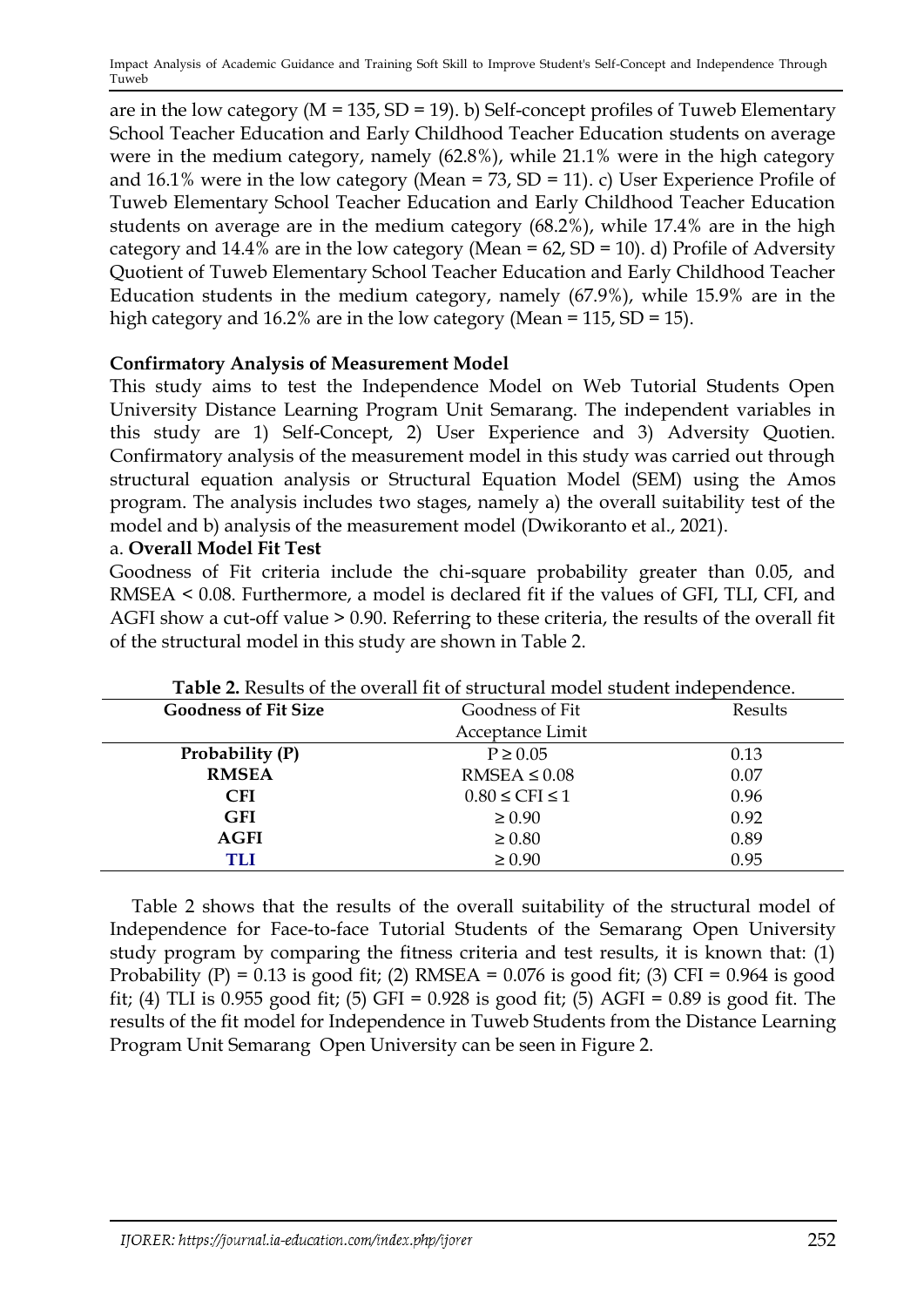are in the low category (M = 135, SD = 19). b) Self-concept profiles of Tuweb Elementary School Teacher Education and Early Childhood Teacher Education students on average were in the medium category, namely (62.8%), while 21.1% were in the high category and 16.1% were in the low category (Mean = 73, SD = 11). c) User Experience Profile of Tuweb Elementary School Teacher Education and Early Childhood Teacher Education students on average are in the medium category (68.2%), while 17.4% are in the high category and 14.4% are in the low category (Mean = 62, SD = 10). d) Profile of Adversity Quotient of Tuweb Elementary School Teacher Education and Early Childhood Teacher Education students in the medium category, namely (67.9%), while 15.9% are in the high category and 16.2% are in the low category (Mean = 115, SD = 15).

**Confirmatory Analysis of Measurement Model**

This study aims to test the Independence Model on Web Tutorial Students Open University Distance Learning Program Unit Semarang. The independent variables in this study are 1) Self-Concept, 2) User Experience and 3) Adversity Quotien. Confirmatory analysis of the measurement model in this study was carried out through structural equation analysis or Structural Equation Model (SEM) using the Amos program. The analysis includes two stages, namely a) the overall suitability test of the model and b) analysis of the measurement model (Dwikoranto et al., 2021).

a. **Overall Model Fit Test**

Goodness of Fit criteria include the chi-square probability greater than 0.05, and RMSEA < 0.08. Furthermore, a model is declared fit if the values of GFI, TLI, CFI, and AGFI show a cut-off value > 0.90. Referring to these criteria, the results of the overall fit of the structural model in this study are shown in Table 2.

**Table 2.** Results of the overall fit of structural model student independence.

| Goodness of Fit Size | Goodness of Fit Acceptance Limit | Results |
|---|---|---|
| **Probability (P)** | $P \geq 0.05$ | 0.13 |
| **RMSEA** | $RMSEA \leq 0.08$ | 0.07 |
| **CFI** | $0.80 \leq CFI \leq 1$ | 0.96 |
| **GFI** | $\geq 0.90$ | 0.92 |
| **AGFI** | $\geq 0.80$ | 0.89 |
| **TLI** | $\geq 0.90$ | 0.95 |

Table 2 shows that the results of the overall suitability of the structural model of Independence for Face-to-face Tutorial Students of the Semarang Open University study program by comparing the fitness criteria and test results, it is known that: (1) Probability (P) = 0.13 is good fit; (2) RMSEA = 0.076 is good fit; (3) CFI = 0.964 is good fit; (4) TLI is 0.955 good fit; (5) GFI = 0.928 is good fit; (5) AGFI = 0.89 is good fit. The results of the fit model for Independence in Tuweb Students from the Distance Learning Program Unit Semarang Open University can be seen in Figure 2.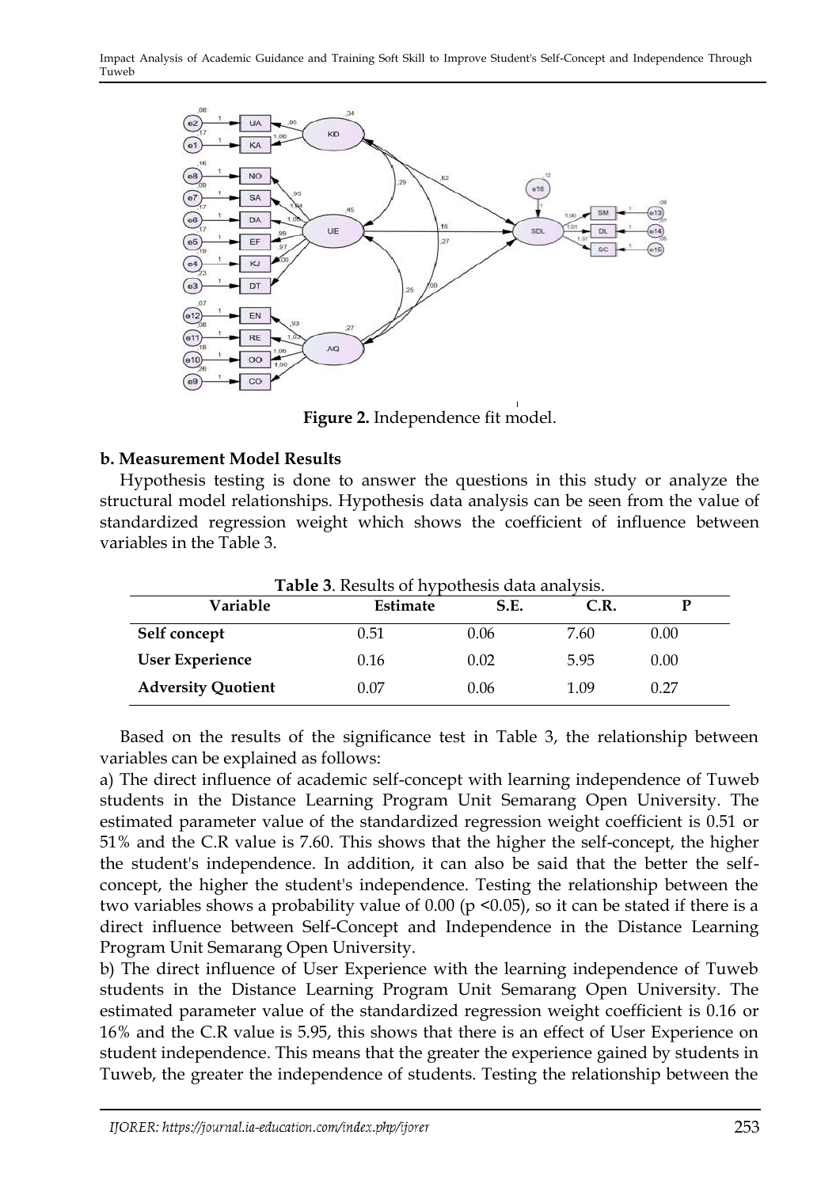**Figure 2.** Independence fit model.

**b. Measurement Model Results**

Hypothesis testing is done to answer the questions in this study or analyze the structural model relationships. Hypothesis data analysis can be seen from the value of standardized regression weight which shows the coefficient of influence between variables in the Table 3.

**Table 3**. Results of hypothesis data analysis.

| Variable | Estimate | S.E. | C.R. | P |
|---|---|---|---|---|
| **Self concept** | 0.51 | 0.06 | 7.60 | 0.00 |
| **User Experience** | 0.16 | 0.02 | 5.95 | 0.00 |
| **Adversity Quotient** | 0.07 | 0.06 | 1.09 | 0.27 |

Based on the results of the significance test in Table 3, the relationship between variables can be explained as follows:

a) The direct influence of academic self-concept with learning independence of Tuweb students in the Distance Learning Program Unit Semarang Open University. The estimated parameter value of the standardized regression weight coefficient is 0.51 or 51% and the C.R value is 7.60. This shows that the higher the self-concept, the higher the student's independence. In addition, it can also be said that the better the self-concept, the higher the student's independence. Testing the relationship between the two variables shows a probability value of 0.00 ($p < 0.05$), so it can be stated if there is a direct influence between Self-Concept and Independence in the Distance Learning Program Unit Semarang Open University.

b) The direct influence of User Experience with the learning independence of Tuweb students in the Distance Learning Program Unit Semarang Open University. The estimated parameter value of the standardized regression weight coefficient is 0.16 or 16% and the C.R value is 5.95, this shows that there is an effect of User Experience on student independence. This means that the greater the experience gained by students in Tuweb, the greater the independence of students. Testing the relationship between the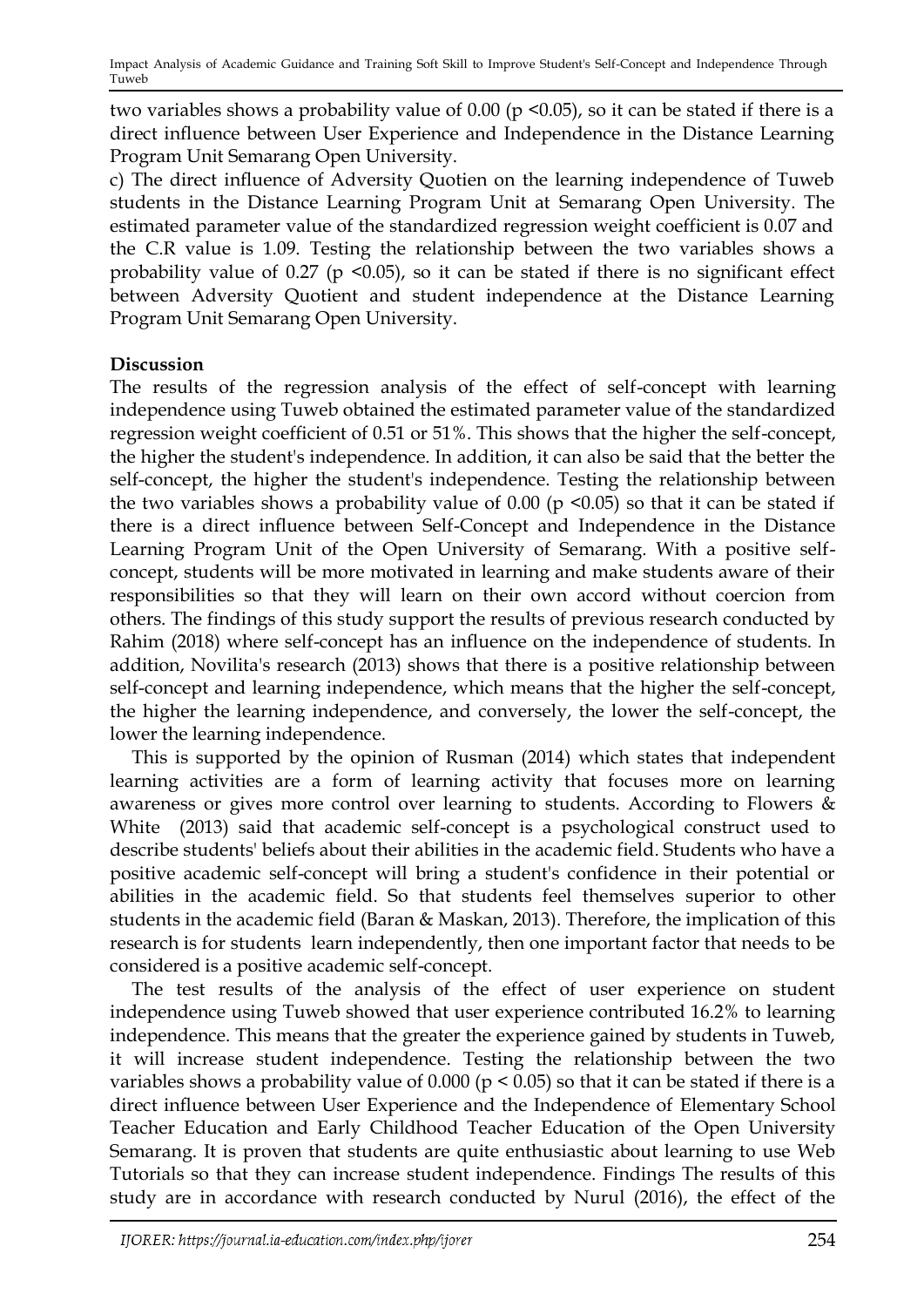two variables shows a probability value of 0.00 ($p < 0.05$), so it can be stated if there is a direct influence between User Experience and Independence in the Distance Learning Program Unit Semarang Open University.

c) The direct influence of Adversity Quotien on the learning independence of Tuweb students in the Distance Learning Program Unit at Semarang Open University. The estimated parameter value of the standardized regression weight coefficient is 0.07 and the C.R value is 1.09. Testing the relationship between the two variables shows a probability value of 0.27 ($p < 0.05$), so it can be stated if there is no significant effect between Adversity Quotient and student independence at the Distance Learning Program Unit Semarang Open University.

**Discussion**

The results of the regression analysis of the effect of self-concept with learning independence using Tuweb obtained the estimated parameter value of the standardized regression weight coefficient of 0.51 or 51%. This shows that the higher the self-concept, the higher the student's independence. In addition, it can also be said that the better the self-concept, the higher the student's independence. Testing the relationship between the two variables shows a probability value of 0.00 ($p < 0.05$) so that it can be stated if there is a direct influence between Self-Concept and Independence in the Distance Learning Program Unit of the Open University of Semarang. With a positive self-concept, students will be more motivated in learning and make students aware of their responsibilities so that they will learn on their own accord without coercion from others. The findings of this study support the results of previous research conducted by Rahim (2018) where self-concept has an influence on the independence of students. In addition, Novilita's research (2013) shows that there is a positive relationship between self-concept and learning independence, which means that the higher the self-concept, the higher the learning independence, and conversely, the lower the self-concept, the lower the learning independence.

This is supported by the opinion of Rusman (2014) which states that independent learning activities are a form of learning activity that focuses more on learning awareness or gives more control over learning to students. According to Flowers & White (2013) said that academic self-concept is a psychological construct used to describe students' beliefs about their abilities in the academic field. Students who have a positive academic self-concept will bring a student's confidence in their potential or abilities in the academic field. So that students feel themselves superior to other students in the academic field (Baran & Maskan, 2013). Therefore, the implication of this research is for students learn independently, then one important factor that needs to be considered is a positive academic self-concept.

The test results of the analysis of the effect of user experience on student independence using Tuweb showed that user experience contributed 16.2% to learning independence. This means that the greater the experience gained by students in Tuweb, it will increase student independence. Testing the relationship between the two variables shows a probability value of 0.000 ($p < 0.05$) so that it can be stated if there is a direct influence between User Experience and the Independence of Elementary School Teacher Education and Early Childhood Teacher Education of the Open University Semarang. It is proven that students are quite enthusiastic about learning to use Web Tutorials so that they can increase student independence. Findings The results of this study are in accordance with research conducted by Nurul (2016), the effect of the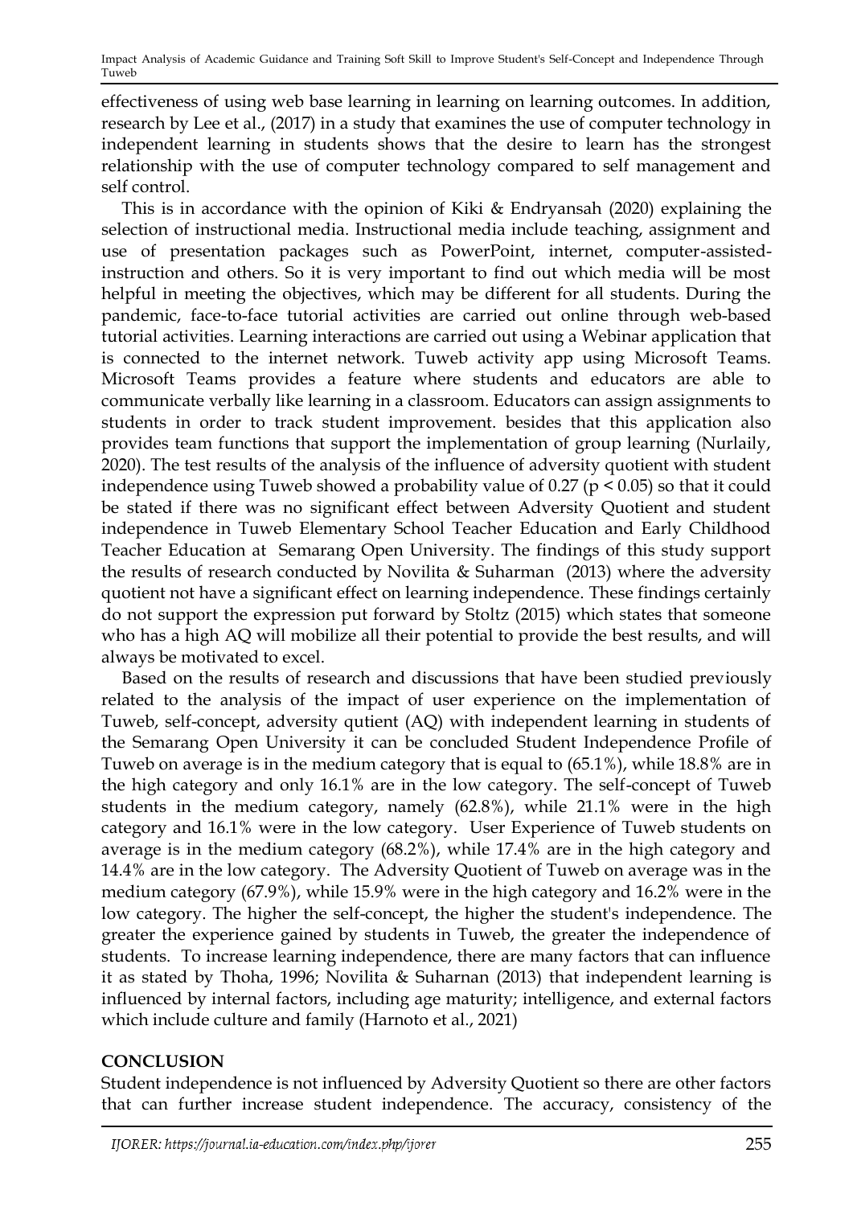effectiveness of using web base learning in learning on learning outcomes. In addition, research by Lee et al., (2017) in a study that examines the use of computer technology in independent learning in students shows that the desire to learn has the strongest relationship with the use of computer technology compared to self management and self control.

This is in accordance with the opinion of Kiki & Endryansah (2020) explaining the selection of instructional media. Instructional media include teaching, assignment and use of presentation packages such as PowerPoint, internet, computer-assisted-instruction and others. So it is very important to find out which media will be most helpful in meeting the objectives, which may be different for all students. During the pandemic, face-to-face tutorial activities are carried out online through web-based tutorial activities. Learning interactions are carried out using a Webinar application that is connected to the internet network. Tuweb activity app using Microsoft Teams. Microsoft Teams provides a feature where students and educators are able to communicate verbally like learning in a classroom. Educators can assign assignments to students in order to track student improvement. besides that this application also provides team functions that support the implementation of group learning (Nurlaily, 2020). The test results of the analysis of the influence of adversity quotient with student independence using Tuweb showed a probability value of 0.27 ($p < 0.05$) so that it could be stated if there was no significant effect between Adversity Quotient and student independence in Tuweb Elementary School Teacher Education and Early Childhood Teacher Education at Semarang Open University. The findings of this study support the results of research conducted by Novilita & Suharman (2013) where the adversity quotient not have a significant effect on learning independence. These findings certainly do not support the expression put forward by Stoltz (2015) which states that someone who has a high AQ will mobilize all their potential to provide the best results, and will always be motivated to excel.

Based on the results of research and discussions that have been studied previously related to the analysis of the impact of user experience on the implementation of Tuweb, self-concept, adversity qutient (AQ) with independent learning in students of the Semarang Open University it can be concluded Student Independence Profile of Tuweb on average is in the medium category that is equal to (65.1%), while 18.8% are in the high category and only 16.1% are in the low category. The self-concept of Tuweb students in the medium category, namely (62.8%), while 21.1% were in the high category and 16.1% were in the low category. User Experience of Tuweb students on average is in the medium category (68.2%), while 17.4% are in the high category and 14.4% are in the low category. The Adversity Quotient of Tuweb on average was in the medium category (67.9%), while 15.9% were in the high category and 16.2% were in the low category. The higher the self-concept, the higher the student's independence. The greater the experience gained by students in Tuweb, the greater the independence of students. To increase learning independence, there are many factors that can influence it as stated by Thoha, 1996; Novilita & Suharnan (2013) that independent learning is influenced by internal factors, including age maturity; intelligence, and external factors which include culture and family (Harnoto et al., 2021)

## CONCLUSION

Student independence is not influenced by Adversity Quotient so there are other factors that can further increase student independence. The accuracy, consistency of the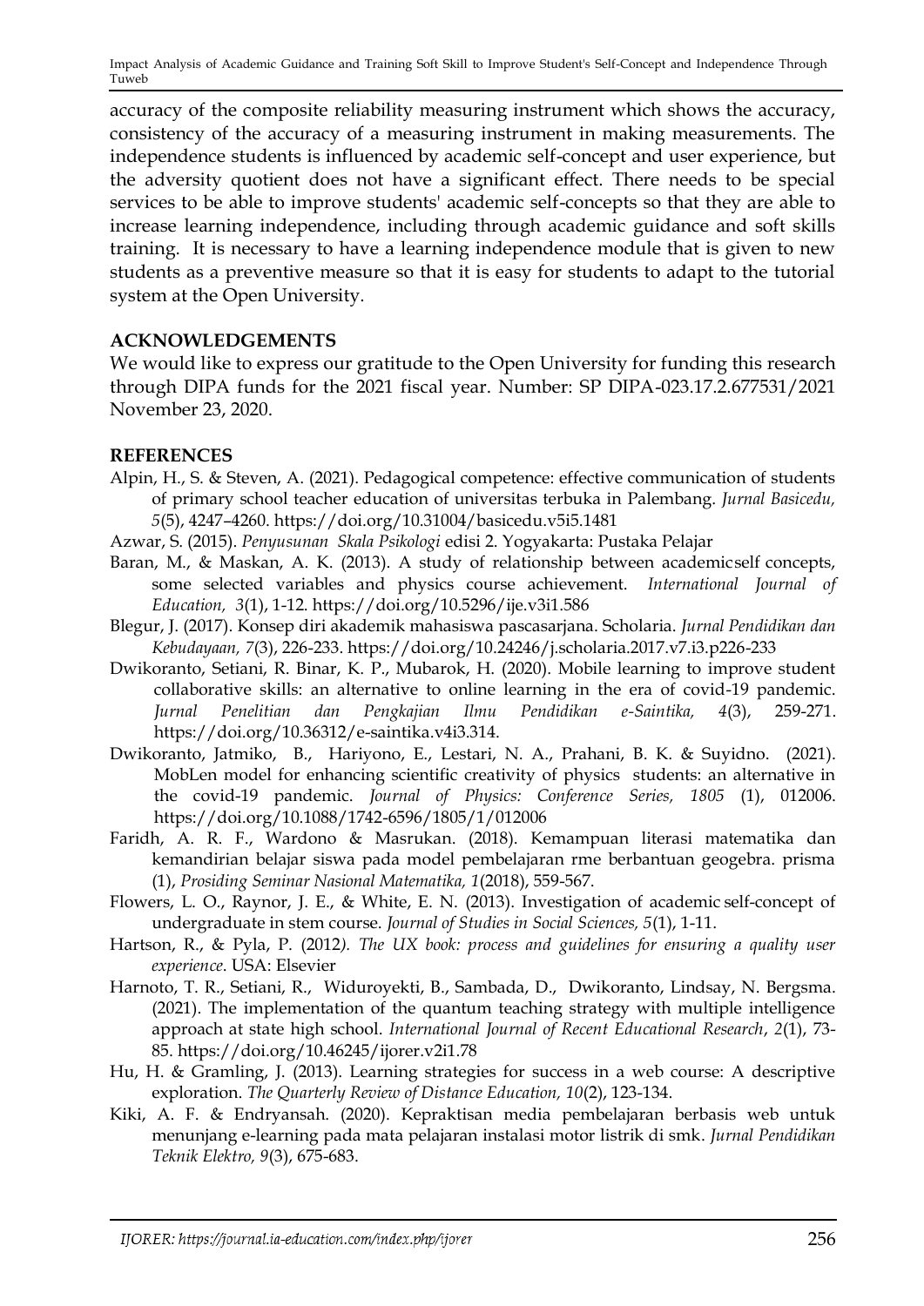accuracy of the composite reliability measuring instrument which shows the accuracy, consistency of the accuracy of a measuring instrument in making measurements. The independence students is influenced by academic self-concept and user experience, but the adversity quotient does not have a significant effect. There needs to be special services to be able to improve students' academic self-concepts so that they are able to increase learning independence, including through academic guidance and soft skills training. It is necessary to have a learning independence module that is given to new students as a preventive measure so that it is easy for students to adapt to the tutorial system at the Open University.

## ACKNOWLEDGEMENTS

We would like to express our gratitude to the Open University for funding this research through DIPA funds for the 2021 fiscal year. Number: SP DIPA-023.17.2.677531/2021 November 23, 2020.

## REFERENCES

Alpin, H., S. & Steven, A. (2021). Pedagogical competence: effective communication of students of primary school teacher education of universitas terbuka in Palembang. *Jurnal Basicedu, 5*(5), 4247–4260. https://doi.org/10.31004/basicedu.v5i5.1481

Azwar, S. (2015). *Penyusunan Skala Psikologi* edisi 2. Yogyakarta: Pustaka Pelajar

Baran, M., & Maskan, A. K. (2013). A study of relationship between academicself concepts, some selected variables and physics course achievement. *International Journal of Education, 3*(1), 1-12. https://doi.org/10.5296/ije.v3i1.586

Blegur, J. (2017). Konsep diri akademik mahasiswa pascasarjana. Scholaria. *Jurnal Pendidikan dan Kebudayaan, 7*(3), 226-233. https://doi.org/10.24246/j.scholaria.2017.v7.i3.p226-233

Dwikoranto, Setiani, R. Binar, K. P., Mubarok, H. (2020). Mobile learning to improve student collaborative skills: an alternative to online learning in the era of covid-19 pandemic. *Jurnal Penelitian dan Pengkajian Ilmu Pendidikan e-Saintika, 4*(3), 259-271. https://doi.org/10.36312/e-saintika.v4i3.314.

Dwikoranto, Jatmiko, B., Hariyono, E., Lestari, N. A., Prahani, B. K. & Suyidno. (2021). MobLen model for enhancing scientific creativity of physics students: an alternative in the covid-19 pandemic. *Journal of Physics: Conference Series, 1805* (1), 012006. https://doi.org/10.1088/1742-6596/1805/1/012006

Faridh, A. R. F., Wardono & Masrukan. (2018). Kemampuan literasi matematika dan kemandirian belajar siswa pada model pembelajaran rme berbantuan geogebra. prisma (1), *Prosiding Seminar Nasional Matematika, 1*(2018), 559-567.

Flowers, L. O., Raynor, J. E., & White, E. N. (2013). Investigation of academic self-concept of undergraduate in stem course. *Journal of Studies in Social Sciences, 5*(1), 1-11.

Hartson, R., & Pyla, P. (2012). *The UX book: process and guidelines for ensuring a quality user experience*. USA: Elsevier

Harnoto, T. R., Setiani, R., Widuroyekti, B., Sambada, D., Dwikoranto, Lindsay, N. Bergsma. (2021). The implementation of the quantum teaching strategy with multiple intelligence approach at state high school. *International Journal of Recent Educational Research*, *2*(1), 73-85. https://doi.org/10.46245/ijorer.v2i1.78

Hu, H. & Gramling, J. (2013). Learning strategies for success in a web course: A descriptive exploration. *The Quarterly Review of Distance Education, 10*(2), 123-134.

Kiki, A. F. & Endryansah. (2020). Kepraktisan media pembelajaran berbasis web untuk menunjang e-learning pada mata pelajaran instalasi motor listrik di smk. *Jurnal Pendidikan Teknik Elektro, 9*(3), 675-683.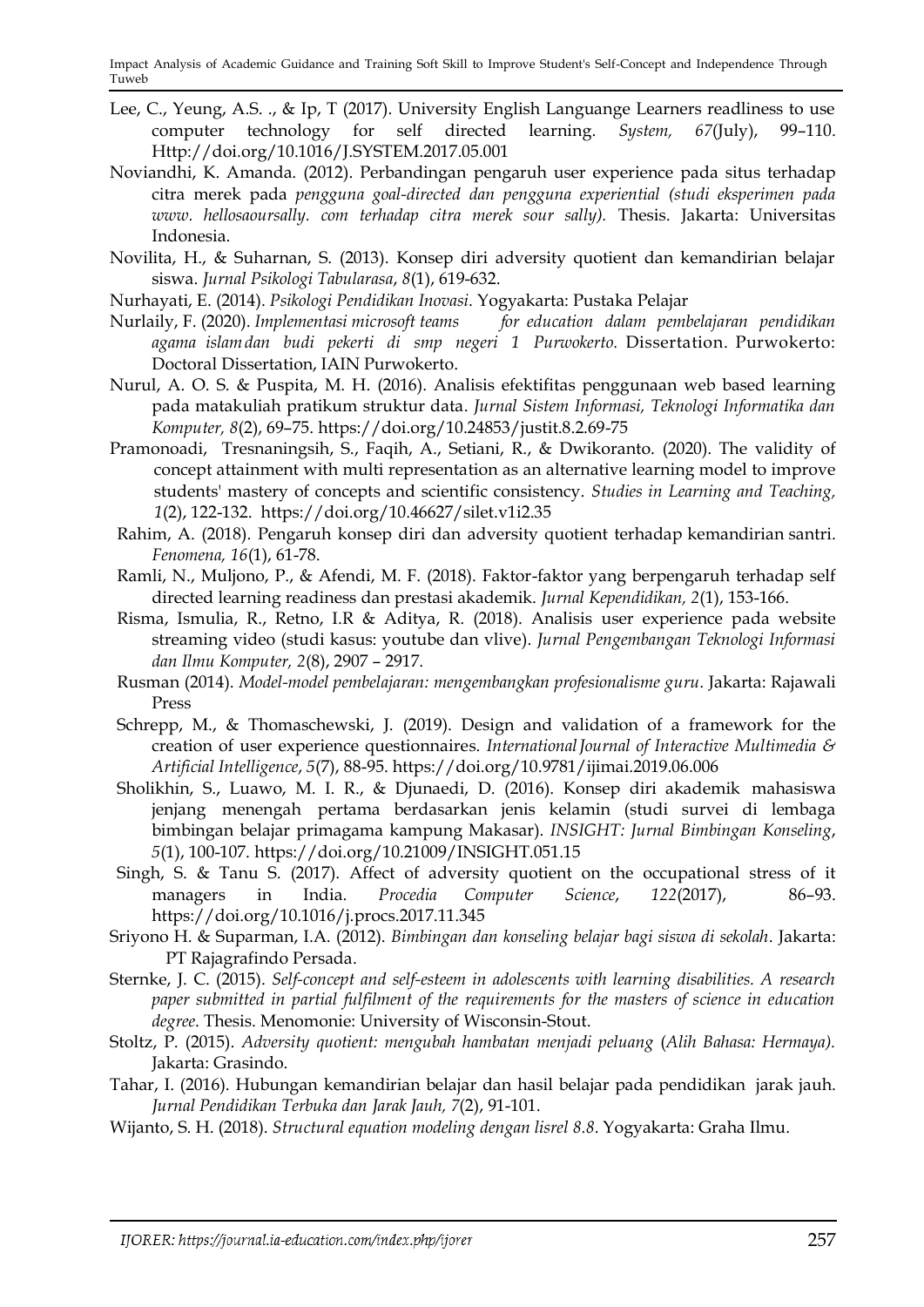Lee, C., Yeung, A.S. ., & Ip, T (2017). University English Languange Learners readliness to use computer technology for self directed learning. *System, 67*(July), 99–110. Http://doi.org/10.1016/J.SYSTEM.2017.05.001

Noviandhi, K. Amanda. (2012). Perbandingan pengaruh user experience pada situs terhadap citra merek pada *pengguna goal-directed dan pengguna experiential (studi eksperimen pada www. hellosaoursally. com terhadap citra merek sour sally).* Thesis. Jakarta: Universitas Indonesia.

Novilita, H., & Suharnan, S. (2013). Konsep diri adversity quotient dan kemandirian belajar siswa. *Jurnal Psikologi Tabularasa*, *8*(1), 619-632.

Nurhayati, E. (2014). *Psikologi Pendidikan Inovasi*. Yogyakarta: Pustaka Pelajar

Nurlaily, F. (2020). *Implementasi microsoft teams for education dalam pembelajaran pendidikan agama islam dan budi pekerti di smp negeri 1 Purwokerto.* Dissertation. Purwokerto: Doctoral Dissertation, IAIN Purwokerto.

Nurul, A. O. S. & Puspita, M. H. (2016). Analisis efektifitas penggunaan web based learning pada matakuliah pratikum struktur data. *Jurnal Sistem Informasi, Teknologi Informatika dan Komputer, 8*(2), 69–75. https://doi.org/10.24853/justit.8.2.69-75

Pramonoadi, Tresnaningsih, S., Faqih, A., Setiani, R., & Dwikoranto. (2020). The validity of concept attainment with multi representation as an alternative learning model to improve students' mastery of concepts and scientific consistency. *Studies in Learning and Teaching, 1*(2), 122-132. https://doi.org/10.46627/silet.v1i2.35

Rahim, A. (2018). Pengaruh konsep diri dan adversity quotient terhadap kemandirian santri. *Fenomena, 16*(1), 61-78.

Ramli, N., Muljono, P., & Afendi, M. F. (2018). Faktor-faktor yang berpengaruh terhadap self directed learning readiness dan prestasi akademik. *Jurnal Kependidikan, 2*(1), 153-166.

Risma, Ismulia, R., Retno, I.R & Aditya, R. (2018). Analisis user experience pada website streaming video (studi kasus: youtube dan vlive). *Jurnal Pengembangan Teknologi Informasi dan Ilmu Komputer, 2*(8), 2907 – 2917.

Rusman (2014). *Model-model pembelajaran: mengembangkan profesionalisme guru*. Jakarta: Rajawali Press

Schrepp, M., & Thomaschewski, J. (2019). Design and validation of a framework for the creation of user experience questionnaires. *International Journal of Interactive Multimedia & Artificial Intelligence*, *5*(7), 88-95. https://doi.org/10.9781/ijimai.2019.06.006

Sholikhin, S., Luawo, M. I. R., & Djunaedi, D. (2016). Konsep diri akademik mahasiswa jenjang menengah pertama berdasarkan jenis kelamin (studi survei di lembaga bimbingan belajar primagama kampung Makasar). *INSIGHT: Jurnal Bimbingan Konseling*, *5*(1), 100-107. https://doi.org/10.21009/INSIGHT.051.15

Singh, S. & Tanu S. (2017). Affect of adversity quotient on the occupational stress of it managers in India. *Procedia Computer Science*, *122*(2017), 86–93. https://doi.org/10.1016/j.procs.2017.11.345

Sriyono H. & Suparman, I.A. (2012). *Bimbingan dan konseling belajar bagi siswa di sekolah*. Jakarta: PT Rajagrafindo Persada.

Sternke, J. C. (2015). *Self-concept and self-esteem in adolescents with learning disabilities. A research paper submitted in partial fulfilment of the requirements for the masters of science in education degree*. Thesis. Menomonie: University of Wisconsin-Stout.

Stoltz, P. (2015). *Adversity quotient: mengubah hambatan menjadi peluang* (*Alih Bahasa: Hermaya).* Jakarta: Grasindo.

Tahar, I. (2016). Hubungan kemandirian belajar dan hasil belajar pada pendidikan jarak jauh. *Jurnal Pendidikan Terbuka dan Jarak Jauh, 7*(2), 91-101.

Wijanto, S. H. (2018). *Structural equation modeling dengan lisrel 8.8*. Yogyakarta: Graha Ilmu.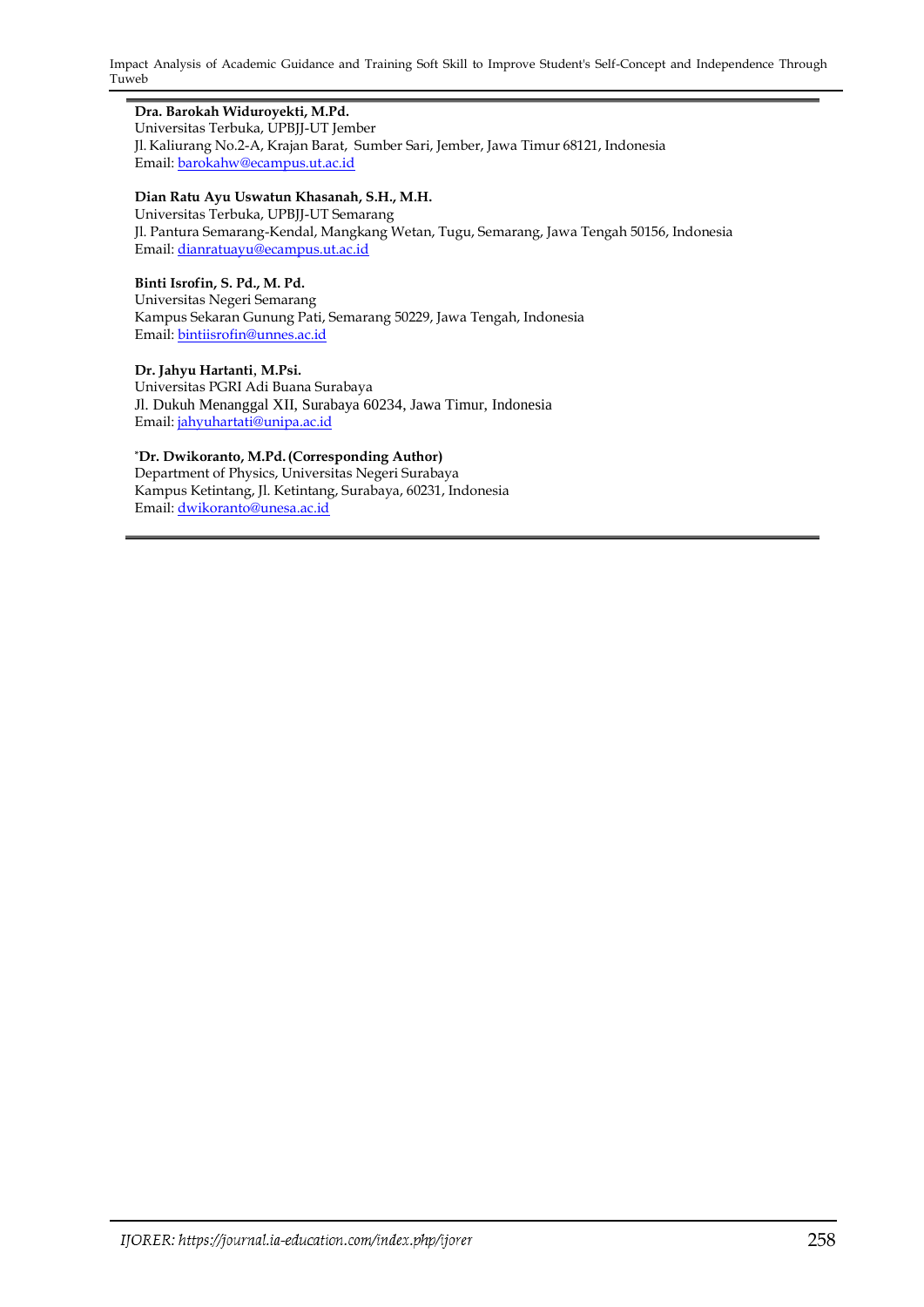**Dra. Barokah Widuroyekti, M.Pd.**
Universitas Terbuka, UPBJJ-UT Jember
Jl. Kaliurang No.2-A, Krajan Barat, Sumber Sari, Jember, Jawa Timur 68121, Indonesia
Email: barokahw@ecampus.ut.ac.id

**Dian Ratu Ayu Uswatun Khasanah, S.H., M.H.**
Universitas Terbuka, UPBJJ-UT Semarang
Jl. Pantura Semarang-Kendal, Mangkang Wetan, Tugu, Semarang, Jawa Tengah 50156, Indonesia
Email: dianratuayu@ecampus.ut.ac.id

**Binti Isrofin, S. Pd., M. Pd.**
Universitas Negeri Semarang
Kampus Sekaran Gunung Pati, Semarang 50229, Jawa Tengah, Indonesia
Email: bintiisrofin@unnes.ac.id

**Dr. Jahyu Hartanti, M.Psi.**
Universitas PGRI Adi Buana Surabaya
Jl. Dukuh Menanggal XII, Surabaya 60234, Jawa Timur, Indonesia
Email: jahyuhartati@unipa.ac.id

***Dr. Dwikoranto, M.Pd. (Corresponding Author)**
Department of Physics, Universitas Negeri Surabaya
Kampus Ketintang, Jl. Ketintang, Surabaya, 60231, Indonesia
Email: dwikoranto@unesa.ac.id